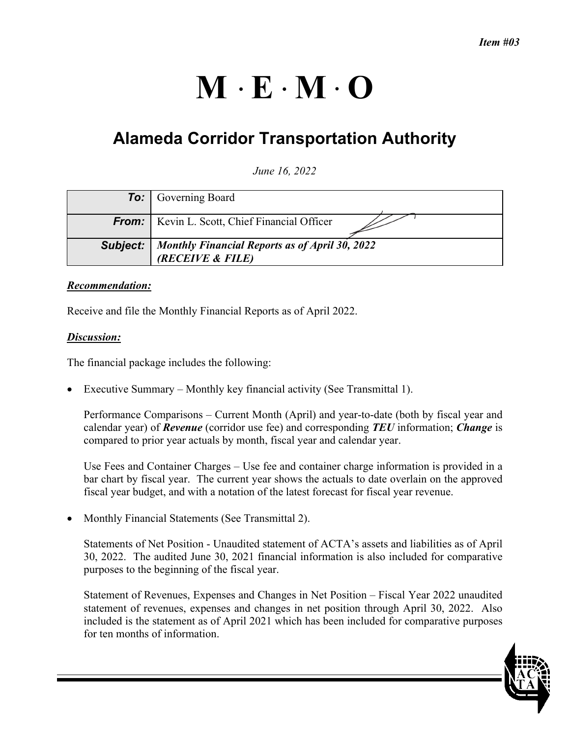*Item #03*

# M · E · M · O

## Alameda Corridor Transportation Authority

*June 16, 2022*

| | |
|---|---|
| **To:** | Governing Board |
| **From:** | Kevin L. Scott, Chief Financial Officer |
| **Subject:** | ***Monthly Financial Reports as of April 30, 2022 (RECEIVE & FILE)*** |

***Recommendation:***

Receive and file the Monthly Financial Reports as of April 2022.

***Discussion:***

The financial package includes the following:

- Executive Summary – Monthly key financial activity (See Transmittal 1).

  Performance Comparisons – Current Month (April) and year-to-date (both by fiscal year and calendar year) of ***Revenue*** (corridor use fee) and corresponding ***TEU*** information; ***Change*** is compared to prior year actuals by month, fiscal year and calendar year.

  Use Fees and Container Charges – Use fee and container charge information is provided in a bar chart by fiscal year. The current year shows the actuals to date overlain on the approved fiscal year budget, and with a notation of the latest forecast for fiscal year revenue.

- Monthly Financial Statements (See Transmittal 2).

  Statements of Net Position - Unaudited statement of ACTA's assets and liabilities as of April 30, 2022. The audited June 30, 2021 financial information is also included for comparative purposes to the beginning of the fiscal year.

  Statement of Revenues, Expenses and Changes in Net Position – Fiscal Year 2022 unaudited statement of revenues, expenses and changes in net position through April 30, 2022. Also included is the statement as of April 2021 which has been included for comparative purposes for ten months of information.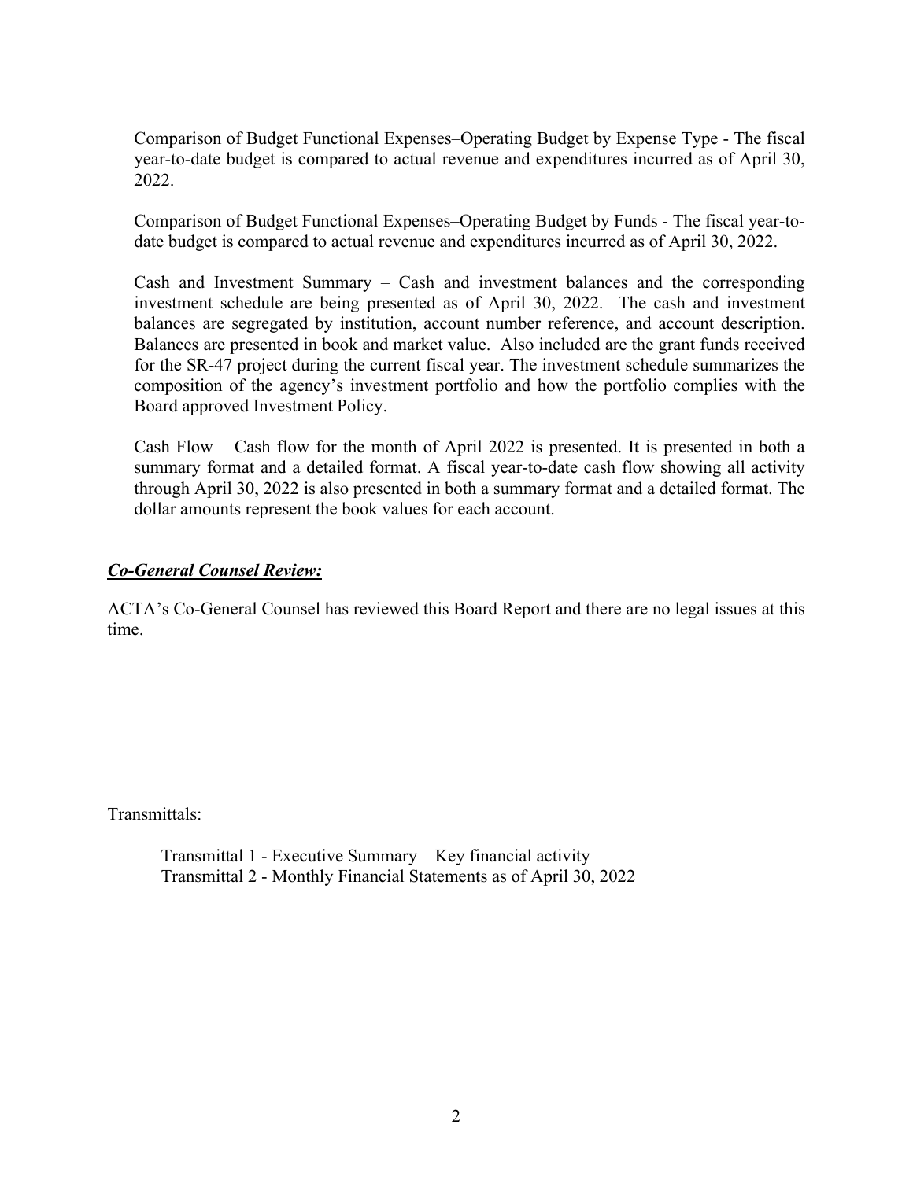Comparison of Budget Functional Expenses–Operating Budget by Expense Type - The fiscal year-to-date budget is compared to actual revenue and expenditures incurred as of April 30, 2022.

Comparison of Budget Functional Expenses–Operating Budget by Funds - The fiscal year-to-date budget is compared to actual revenue and expenditures incurred as of April 30, 2022.

Cash and Investment Summary – Cash and investment balances and the corresponding investment schedule are being presented as of April 30, 2022. The cash and investment balances are segregated by institution, account number reference, and account description. Balances are presented in book and market value. Also included are the grant funds received for the SR-47 project during the current fiscal year. The investment schedule summarizes the composition of the agency's investment portfolio and how the portfolio complies with the Board approved Investment Policy.

Cash Flow – Cash flow for the month of April 2022 is presented. It is presented in both a summary format and a detailed format. A fiscal year-to-date cash flow showing all activity through April 30, 2022 is also presented in both a summary format and a detailed format. The dollar amounts represent the book values for each account.

***Co-General Counsel Review:***

ACTA's Co-General Counsel has reviewed this Board Report and there are no legal issues at this time.

Transmittals:

Transmittal 1 - Executive Summary – Key financial activity
Transmittal 2 - Monthly Financial Statements as of April 30, 2022